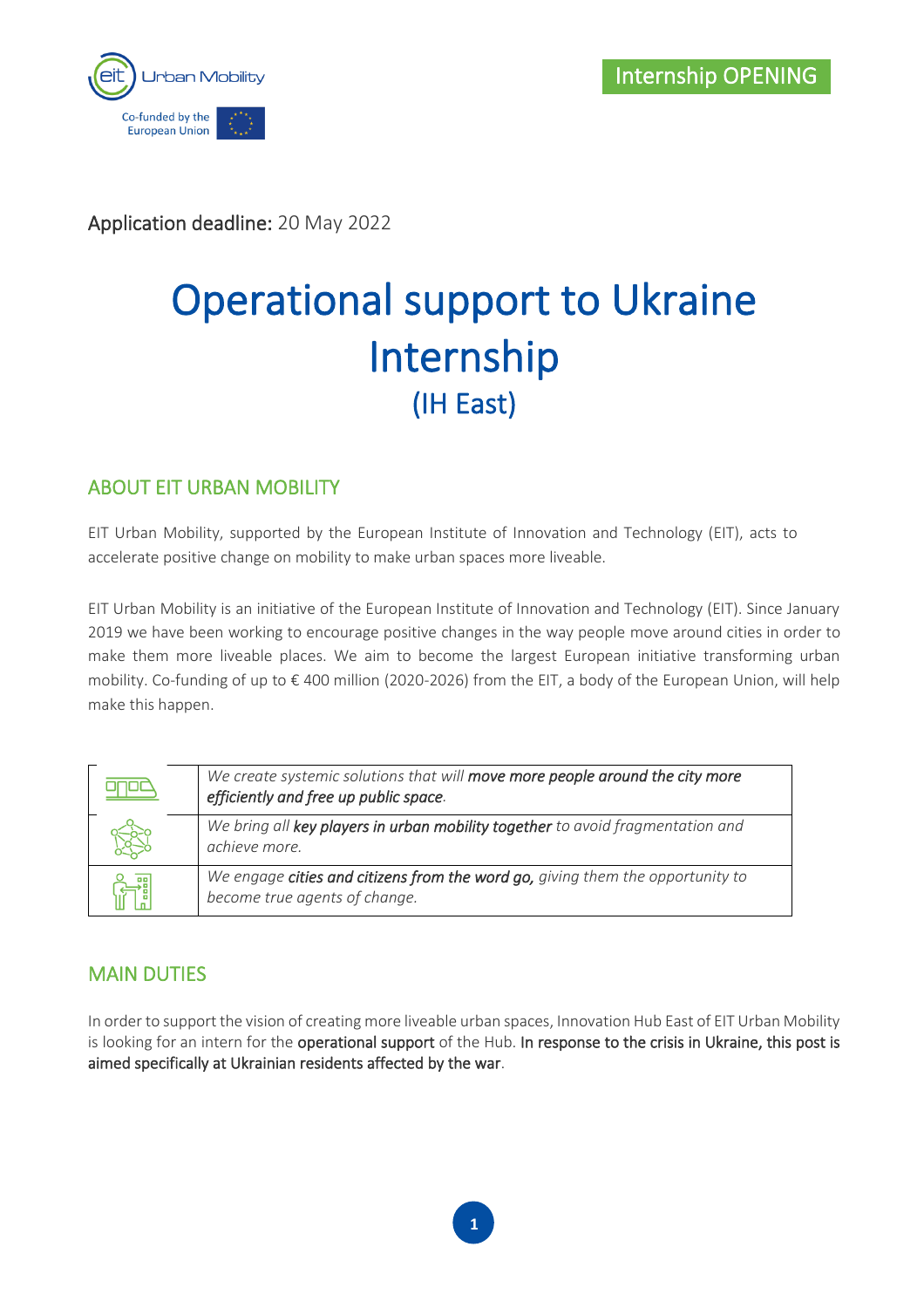Internship OPENING

**Application deadline:** 20 May 2022

# Operational support to Ukraine Internship

## (IH East)

## ABOUT EIT URBAN MOBILITY

EIT Urban Mobility, supported by the European Institute of Innovation and Technology (EIT), acts to accelerate positive change on mobility to make urban spaces more liveable.

EIT Urban Mobility is an initiative of the European Institute of Innovation and Technology (EIT). Since January 2019 we have been working to encourage positive changes in the way people move around cities in order to make them more liveable places. We aim to become the largest European initiative transforming urban mobility. Co-funding of up to € 400 million (2020-2026) from the EIT, a body of the European Union, will help make this happen.

| | |
|---|---|
| | *We create systemic solutions that will **move more people around the city more efficiently and free up public space**.* |
| | *We bring all **key players in urban mobility together** to avoid fragmentation and achieve more.* |
| | *We engage **cities and citizens from the word go,** giving them the opportunity to become true agents of change.* |

## MAIN DUTIES

In order to support the vision of creating more liveable urban spaces, Innovation Hub East of EIT Urban Mobility is looking for an intern for the **operational support** of the Hub. **In response to the crisis in Ukraine, this post is aimed specifically at Ukrainian residents affected by the war**.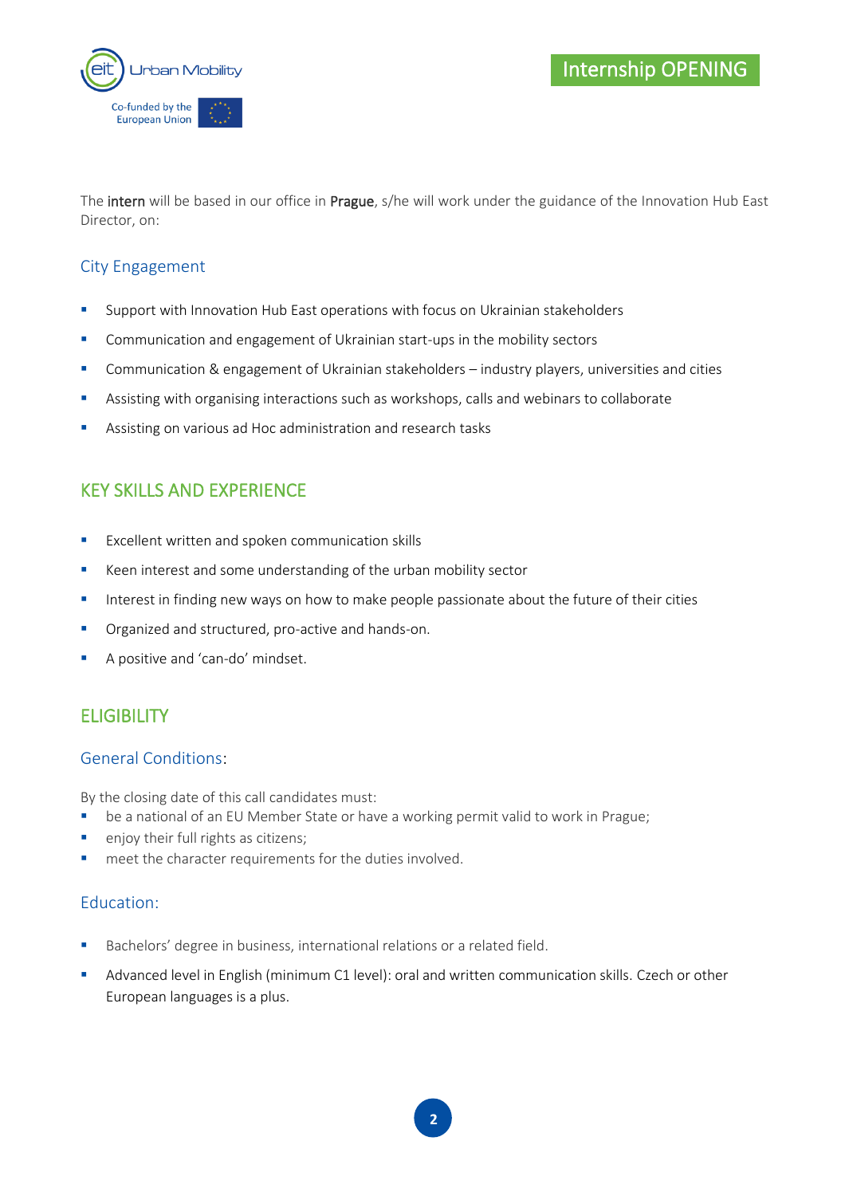The **intern** will be based in our office in **Prague**, s/he will work under the guidance of the Innovation Hub East Director, on:

### City Engagement

- Support with Innovation Hub East operations with focus on Ukrainian stakeholders
- Communication and engagement of Ukrainian start-ups in the mobility sectors
- Communication & engagement of Ukrainian stakeholders – industry players, universities and cities
- Assisting with organising interactions such as workshops, calls and webinars to collaborate
- Assisting on various ad Hoc administration and research tasks

## KEY SKILLS AND EXPERIENCE

- Excellent written and spoken communication skills
- Keen interest and some understanding of the urban mobility sector
- Interest in finding new ways on how to make people passionate about the future of their cities
- Organized and structured, pro-active and hands-on.
- A positive and 'can-do' mindset.

## ELIGIBILITY

### General Conditions:

By the closing date of this call candidates must:

- be a national of an EU Member State or have a working permit valid to work in Prague;
- enjoy their full rights as citizens;
- meet the character requirements for the duties involved.

### Education:

- Bachelors' degree in business, international relations or a related field.
- Advanced level in English (minimum C1 level): oral and written communication skills. Czech or other European languages is a plus.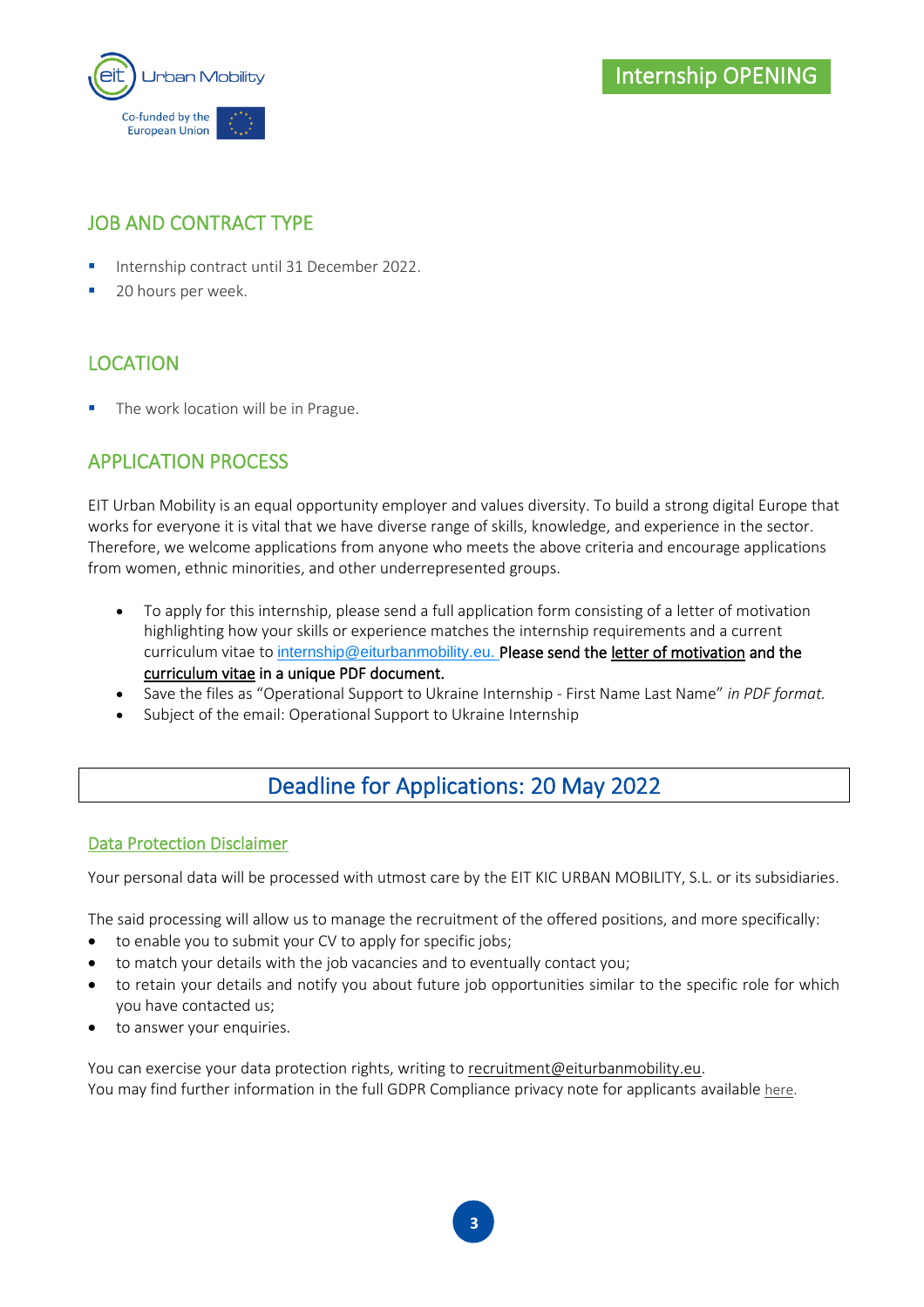Internship OPENING

## JOB AND CONTRACT TYPE

- Internship contract until 31 December 2022.
- 20 hours per week.

## LOCATION

- The work location will be in Prague.

## APPLICATION PROCESS

EIT Urban Mobility is an equal opportunity employer and values diversity. To build a strong digital Europe that works for everyone it is vital that we have diverse range of skills, knowledge, and experience in the sector. Therefore, we welcome applications from anyone who meets the above criteria and encourage applications from women, ethnic minorities, and other underrepresented groups.

- To apply for this internship, please send a full application form consisting of a letter of motivation highlighting how your skills or experience matches the internship requirements and a current curriculum vitae to internship@eiturbanmobility.eu. **Please send the letter of motivation and the curriculum vitae in a unique PDF document.**
- Save the files as "Operational Support to Ukraine Internship - First Name Last Name" *in PDF format.*
- Subject of the email: Operational Support to Ukraine Internship

## Deadline for Applications: 20 May 2022

### Data Protection Disclaimer

Your personal data will be processed with utmost care by the EIT KIC URBAN MOBILITY, S.L. or its subsidiaries.

The said processing will allow us to manage the recruitment of the offered positions, and more specifically:

- to enable you to submit your CV to apply for specific jobs;
- to match your details with the job vacancies and to eventually contact you;
- to retain your details and notify you about future job opportunities similar to the specific role for which you have contacted us;
- to answer your enquiries.

You can exercise your data protection rights, writing to recruitment@eiturbanmobility.eu.
You may find further information in the full GDPR Compliance privacy note for applicants available here.